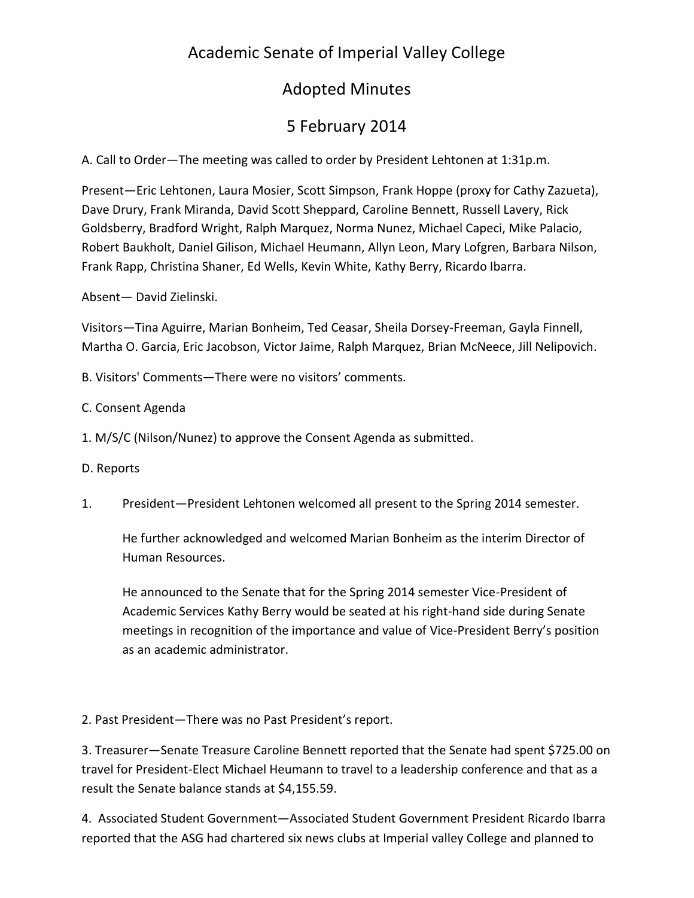# Academic Senate of Imperial Valley College

## Adopted Minutes

## 5 February 2014

A. Call to Order—The meeting was called to order by President Lehtonen at 1:31p.m.

Present—Eric Lehtonen, Laura Mosier, Scott Simpson, Frank Hoppe (proxy for Cathy Zazueta), Dave Drury, Frank Miranda, David Scott Sheppard, Caroline Bennett, Russell Lavery, Rick Goldsberry, Bradford Wright, Ralph Marquez, Norma Nunez, Michael Capeci, Mike Palacio, Robert Baukholt, Daniel Gilison, Michael Heumann, Allyn Leon, Mary Lofgren, Barbara Nilson, Frank Rapp, Christina Shaner, Ed Wells, Kevin White, Kathy Berry, Ricardo Ibarra.

Absent— David Zielinski.

Visitors—Tina Aguirre, Marian Bonheim, Ted Ceasar, Sheila Dorsey-Freeman, Gayla Finnell, Martha O. Garcia, Eric Jacobson, Victor Jaime, Ralph Marquez, Brian McNeece, Jill Nelipovich.

B. Visitors' Comments—There were no visitors' comments.

C. Consent Agenda

1. M/S/C (Nilson/Nunez) to approve the Consent Agenda as submitted.

D. Reports

1. President—President Lehtonen welcomed all present to the Spring 2014 semester.

   He further acknowledged and welcomed Marian Bonheim as the interim Director of Human Resources.

   He announced to the Senate that for the Spring 2014 semester Vice-President of Academic Services Kathy Berry would be seated at his right-hand side during Senate meetings in recognition of the importance and value of Vice-President Berry's position as an academic administrator.

2. Past President—There was no Past President's report.

3. Treasurer—Senate Treasure Caroline Bennett reported that the Senate had spent $725.00 on travel for President-Elect Michael Heumann to travel to a leadership conference and that as a result the Senate balance stands at $4,155.59.

4. Associated Student Government—Associated Student Government President Ricardo Ibarra reported that the ASG had chartered six news clubs at Imperial valley College and planned to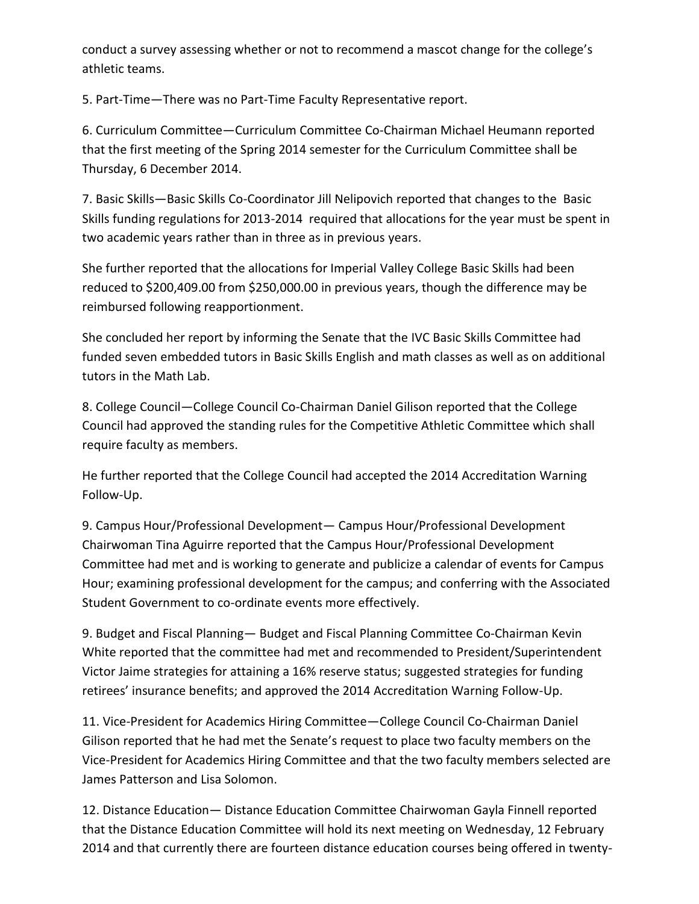conduct a survey assessing whether or not to recommend a mascot change for the college's athletic teams.

5. Part-Time—There was no Part-Time Faculty Representative report.

6. Curriculum Committee—Curriculum Committee Co-Chairman Michael Heumann reported that the first meeting of the Spring 2014 semester for the Curriculum Committee shall be Thursday, 6 December 2014.

7. Basic Skills—Basic Skills Co-Coordinator Jill Nelipovich reported that changes to the Basic Skills funding regulations for 2013-2014 required that allocations for the year must be spent in two academic years rather than in three as in previous years.

She further reported that the allocations for Imperial Valley College Basic Skills had been reduced to $200,409.00 from $250,000.00 in previous years, though the difference may be reimbursed following reapportionment.

She concluded her report by informing the Senate that the IVC Basic Skills Committee had funded seven embedded tutors in Basic Skills English and math classes as well as on additional tutors in the Math Lab.

8. College Council—College Council Co-Chairman Daniel Gilison reported that the College Council had approved the standing rules for the Competitive Athletic Committee which shall require faculty as members.

He further reported that the College Council had accepted the 2014 Accreditation Warning Follow-Up.

9. Campus Hour/Professional Development— Campus Hour/Professional Development Chairwoman Tina Aguirre reported that the Campus Hour/Professional Development Committee had met and is working to generate and publicize a calendar of events for Campus Hour; examining professional development for the campus; and conferring with the Associated Student Government to co-ordinate events more effectively.

9. Budget and Fiscal Planning— Budget and Fiscal Planning Committee Co-Chairman Kevin White reported that the committee had met and recommended to President/Superintendent Victor Jaime strategies for attaining a 16% reserve status; suggested strategies for funding retirees' insurance benefits; and approved the 2014 Accreditation Warning Follow-Up.

11. Vice-President for Academics Hiring Committee—College Council Co-Chairman Daniel Gilison reported that he had met the Senate's request to place two faculty members on the Vice-President for Academics Hiring Committee and that the two faculty members selected are James Patterson and Lisa Solomon.

12. Distance Education— Distance Education Committee Chairwoman Gayla Finnell reported that the Distance Education Committee will hold its next meeting on Wednesday, 12 February 2014 and that currently there are fourteen distance education courses being offered in twenty-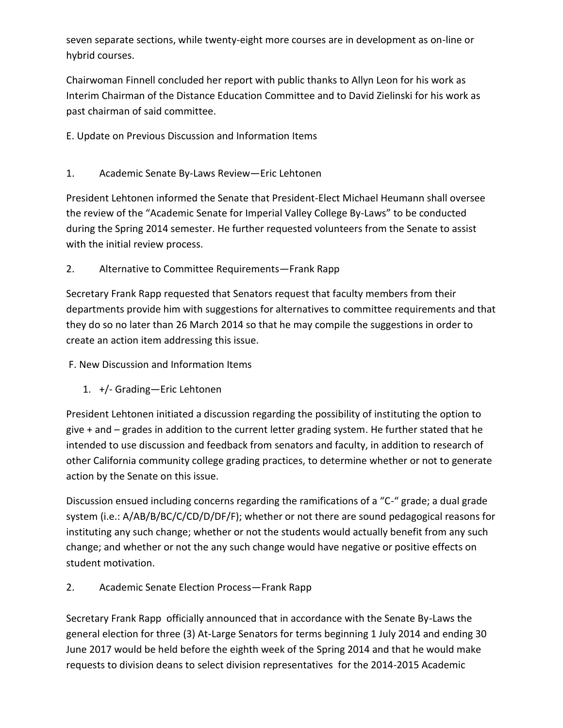seven separate sections, while twenty-eight more courses are in development as on-line or hybrid courses.

Chairwoman Finnell concluded her report with public thanks to Allyn Leon for his work as Interim Chairman of the Distance Education Committee and to David Zielinski for his work as past chairman of said committee.

E. Update on Previous Discussion and Information Items

1. Academic Senate By-Laws Review—Eric Lehtonen

President Lehtonen informed the Senate that President-Elect Michael Heumann shall oversee the review of the "Academic Senate for Imperial Valley College By-Laws" to be conducted during the Spring 2014 semester. He further requested volunteers from the Senate to assist with the initial review process.

2. Alternative to Committee Requirements—Frank Rapp

Secretary Frank Rapp requested that Senators request that faculty members from their departments provide him with suggestions for alternatives to committee requirements and that they do so no later than 26 March 2014 so that he may compile the suggestions in order to create an action item addressing this issue.

F. New Discussion and Information Items

1. +/- Grading—Eric Lehtonen

President Lehtonen initiated a discussion regarding the possibility of instituting the option to give + and – grades in addition to the current letter grading system. He further stated that he intended to use discussion and feedback from senators and faculty, in addition to research of other California community college grading practices, to determine whether or not to generate action by the Senate on this issue.

Discussion ensued including concerns regarding the ramifications of a "C-" grade; a dual grade system (i.e.: A/AB/B/BC/C/CD/D/DF/F); whether or not there are sound pedagogical reasons for instituting any such change; whether or not the students would actually benefit from any such change; and whether or not the any such change would have negative or positive effects on student motivation.

2. Academic Senate Election Process—Frank Rapp

Secretary Frank Rapp officially announced that in accordance with the Senate By-Laws the general election for three (3) At-Large Senators for terms beginning 1 July 2014 and ending 30 June 2017 would be held before the eighth week of the Spring 2014 and that he would make requests to division deans to select division representatives for the 2014-2015 Academic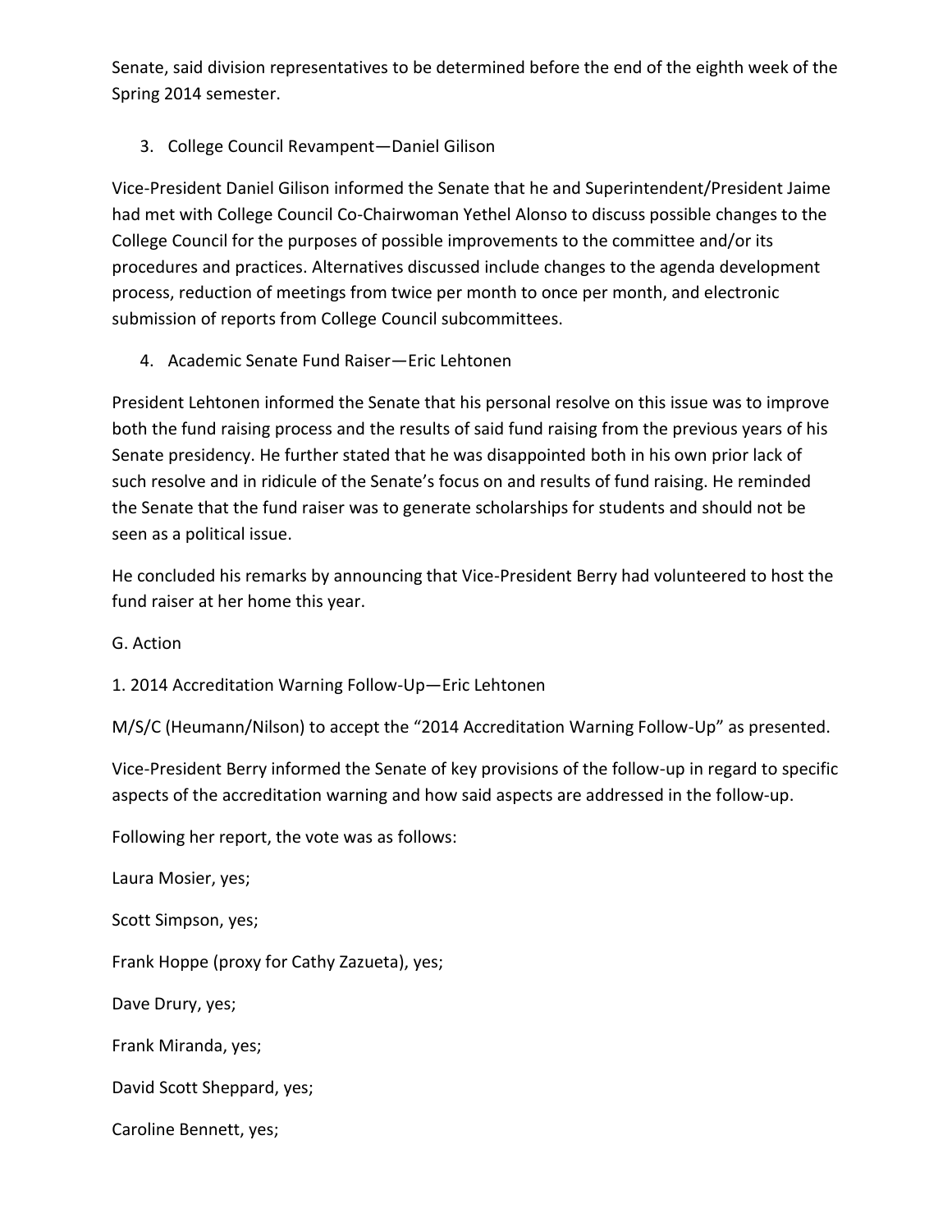Senate, said division representatives to be determined before the end of the eighth week of the Spring 2014 semester.

3. College Council Revampent—Daniel Gilison

Vice-President Daniel Gilison informed the Senate that he and Superintendent/President Jaime had met with College Council Co-Chairwoman Yethel Alonso to discuss possible changes to the College Council for the purposes of possible improvements to the committee and/or its procedures and practices. Alternatives discussed include changes to the agenda development process, reduction of meetings from twice per month to once per month, and electronic submission of reports from College Council subcommittees.

4. Academic Senate Fund Raiser—Eric Lehtonen

President Lehtonen informed the Senate that his personal resolve on this issue was to improve both the fund raising process and the results of said fund raising from the previous years of his Senate presidency. He further stated that he was disappointed both in his own prior lack of such resolve and in ridicule of the Senate's focus on and results of fund raising. He reminded the Senate that the fund raiser was to generate scholarships for students and should not be seen as a political issue.

He concluded his remarks by announcing that Vice-President Berry had volunteered to host the fund raiser at her home this year.

G. Action

1. 2014 Accreditation Warning Follow-Up—Eric Lehtonen

M/S/C (Heumann/Nilson) to accept the "2014 Accreditation Warning Follow-Up" as presented.

Vice-President Berry informed the Senate of key provisions of the follow-up in regard to specific aspects of the accreditation warning and how said aspects are addressed in the follow-up.

Following her report, the vote was as follows:

Laura Mosier, yes;

Scott Simpson, yes;

Frank Hoppe (proxy for Cathy Zazueta), yes;

Dave Drury, yes;

Frank Miranda, yes;

David Scott Sheppard, yes;

Caroline Bennett, yes;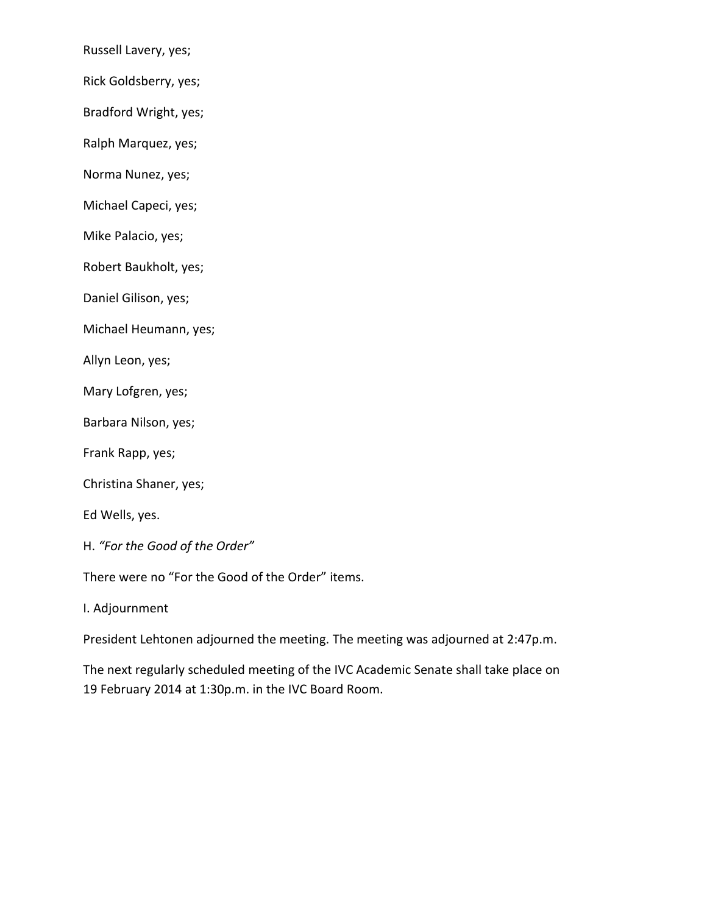Russell Lavery, yes;

Rick Goldsberry, yes;

Bradford Wright, yes;

Ralph Marquez, yes;

Norma Nunez, yes;

Michael Capeci, yes;

Mike Palacio, yes;

Robert Baukholt, yes;

Daniel Gilison, yes;

Michael Heumann, yes;

Allyn Leon, yes;

Mary Lofgren, yes;

Barbara Nilson, yes;

Frank Rapp, yes;

Christina Shaner, yes;

Ed Wells, yes.

H. *"For the Good of the Order"*

There were no "For the Good of the Order" items.

I. Adjournment

President Lehtonen adjourned the meeting. The meeting was adjourned at 2:47p.m.

The next regularly scheduled meeting of the IVC Academic Senate shall take place on 19 February 2014 at 1:30p.m. in the IVC Board Room.